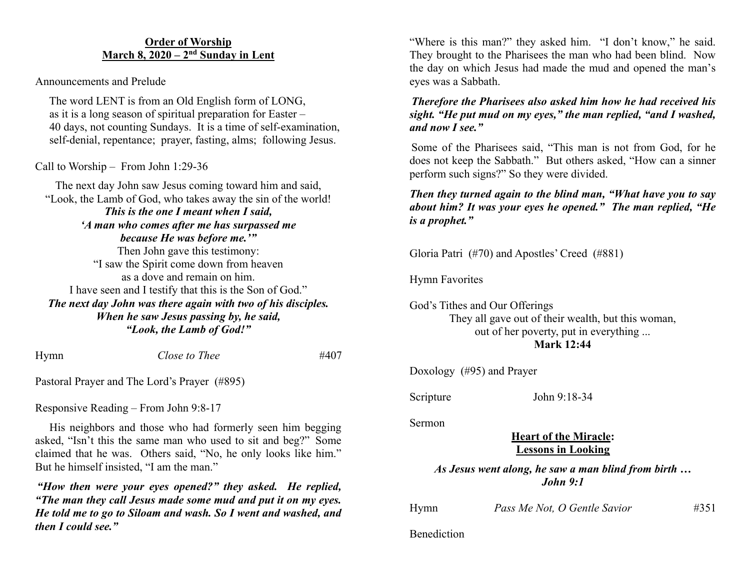## Order of Worship
## March 8, 2020 – 2nd Sunday in Lent

Announcements and Prelude

The word LENT is from an Old English form of LONG, as it is a long season of spiritual preparation for Easter – 40 days, not counting Sundays. It is a time of self-examination, self-denial, repentance; prayer, fasting, alms; following Jesus.

Call to Worship – From John 1:29-36

The next day John saw Jesus coming toward him and said,
"Look, the Lamb of God, who takes away the sin of the world!
***This is the one I meant when I said,***
***'A man who comes after me has surpassed me***
***because He was before me.'"***
Then John gave this testimony:
"I saw the Spirit come down from heaven
as a dove and remain on him.
I have seen and I testify that this is the Son of God."
***The next day John was there again with two of his disciples.***
***When he saw Jesus passing by, he said,***
***"Look, the Lamb of God!"***

Hymn *Close to Thee* #407

Pastoral Prayer and The Lord's Prayer (#895)

Responsive Reading – From John 9:8-17

His neighbors and those who had formerly seen him begging asked, "Isn't this the same man who used to sit and beg?" Some claimed that he was. Others said, "No, he only looks like him." But he himself insisted, "I am the man."

***"How then were your eyes opened?" they asked. He replied, "The man they call Jesus made some mud and put it on my eyes. He told me to go to Siloam and wash. So I went and washed, and then I could see."***

"Where is this man?" they asked him. "I don't know," he said. They brought to the Pharisees the man who had been blind. Now the day on which Jesus had made the mud and opened the man's eyes was a Sabbath.

***Therefore the Pharisees also asked him how he had received his sight. "He put mud on my eyes," the man replied, "and I washed, and now I see."***

Some of the Pharisees said, "This man is not from God, for he does not keep the Sabbath." But others asked, "How can a sinner perform such signs?" So they were divided.

***Then they turned again to the blind man, "What have you to say about him? It was your eyes he opened." The man replied, "He is a prophet."***

Gloria Patri (#70) and Apostles' Creed (#881)

Hymn Favorites

God's Tithes and Our Offerings

They all gave out of their wealth, but this woman,
out of her poverty, put in everything ...
**Mark 12:44**

Doxology (#95) and Prayer

Scripture John 9:18-34

Sermon

**Heart of the Miracle:**
**Lessons in Looking**

***As Jesus went along, he saw a man blind from birth …***
***John 9:1***

Hymn *Pass Me Not, O Gentle Savior* #351

Benediction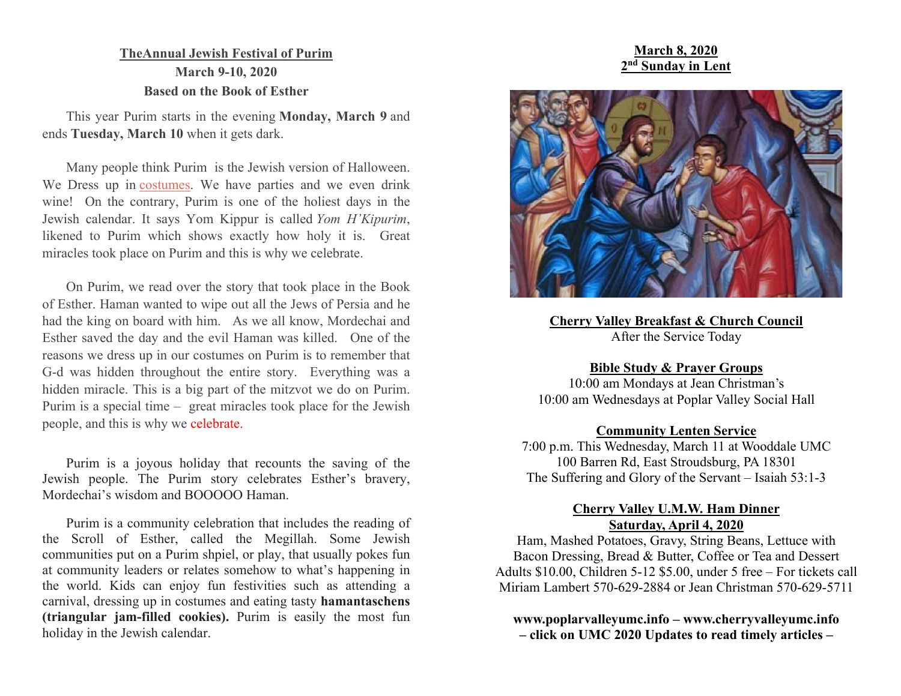## TheAnnual Jewish Festival of Purim

**March 9-10, 2020**

**Based on the Book of Esther**

This year Purim starts in the evening **Monday, March 9** and ends **Tuesday, March 10** when it gets dark.

Many people think Purim is the Jewish version of Halloween. We Dress up in costumes. We have parties and we even drink wine! On the contrary, Purim is one of the holiest days in the Jewish calendar. It says Yom Kippur is called *Yom H'Kipurim*, likened to Purim which shows exactly how holy it is. Great miracles took place on Purim and this is why we celebrate.

On Purim, we read over the story that took place in the Book of Esther. Haman wanted to wipe out all the Jews of Persia and he had the king on board with him. As we all know, Mordechai and Esther saved the day and the evil Haman was killed. One of the reasons we dress up in our costumes on Purim is to remember that G-d was hidden throughout the entire story. Everything was a hidden miracle. This is a big part of the mitzvot we do on Purim. Purim is a special time – great miracles took place for the Jewish people, and this is why we celebrate.

Purim is a joyous holiday that recounts the saving of the Jewish people. The Purim story celebrates Esther's bravery, Mordechai's wisdom and BOOOOO Haman.

Purim is a community celebration that includes the reading of the Scroll of Esther, called the Megillah. Some Jewish communities put on a Purim shpiel, or play, that usually pokes fun at community leaders or relates somehow to what's happening in the world. Kids can enjoy fun festivities such as attending a carnival, dressing up in costumes and eating tasty **hamantaschens (triangular jam-filled cookies).** Purim is easily the most fun holiday in the Jewish calendar.

## March 8, 2020
## 2nd Sunday in Lent

**Cherry Valley Breakfast & Church Council**
After the Service Today

**Bible Study & Prayer Groups**
10:00 am Mondays at Jean Christman's
10:00 am Wednesdays at Poplar Valley Social Hall

**Community Lenten Service**
7:00 p.m. This Wednesday, March 11 at Wooddale UMC
100 Barren Rd, East Stroudsburg, PA 18301
The Suffering and Glory of the Servant – Isaiah 53:1-3

**Cherry Valley U.M.W. Ham Dinner**
**Saturday, April 4, 2020**
Ham, Mashed Potatoes, Gravy, String Beans, Lettuce with Bacon Dressing, Bread & Butter, Coffee or Tea and Dessert
Adults $10.00, Children 5-12 $5.00, under 5 free – For tickets call Miriam Lambert 570-629-2884 or Jean Christman 570-629-5711

**www.poplarvalleyumc.info – www.cherryvalleyumc.info**
**– click on UMC 2020 Updates to read timely articles –**